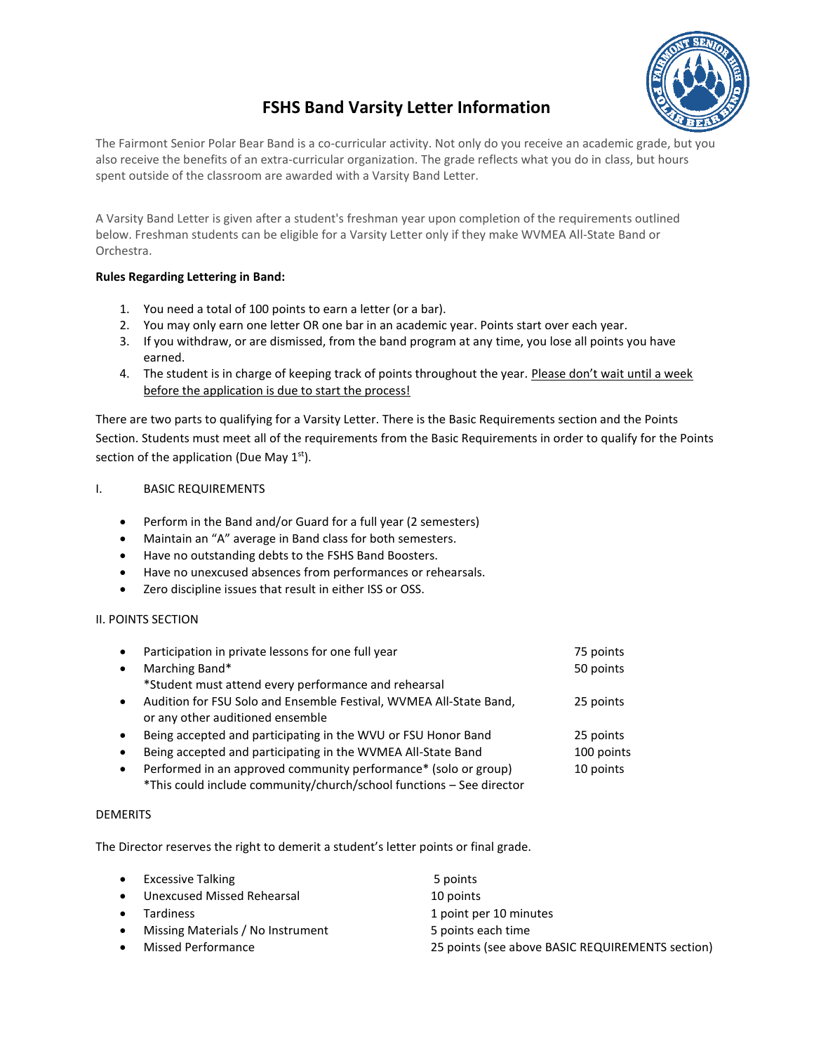# FSHS Band Varsity Letter Information

The Fairmont Senior Polar Bear Band is a co-curricular activity. Not only do you receive an academic grade, but you also receive the benefits of an extra-curricular organization. The grade reflects what you do in class, but hours spent outside of the classroom are awarded with a Varsity Band Letter.

A Varsity Band Letter is given after a student's freshman year upon completion of the requirements outlined below. Freshman students can be eligible for a Varsity Letter only if they make WVMEA All-State Band or Orchestra.

**Rules Regarding Lettering in Band:**

1. You need a total of 100 points to earn a letter (or a bar).
2. You may only earn one letter OR one bar in an academic year. Points start over each year.
3. If you withdraw, or are dismissed, from the band program at any time, you lose all points you have earned.
4. The student is in charge of keeping track of points throughout the year. <u>Please don't wait until a week before the application is due to start the process!</u>

There are two parts to qualifying for a Varsity Letter. There is the Basic Requirements section and the Points Section. Students must meet all of the requirements from the Basic Requirements in order to qualify for the Points section of the application (Due May 1st).

I. BASIC REQUIREMENTS

- Perform in the Band and/or Guard for a full year (2 semesters)
- Maintain an "A" average in Band class for both semesters.
- Have no outstanding debts to the FSHS Band Boosters.
- Have no unexcused absences from performances or rehearsals.
- Zero discipline issues that result in either ISS or OSS.

II. POINTS SECTION

| Activity | Points |
|---|---|
| Participation in private lessons for one full year | 75 points |
| Marching Band* <br> *Student must attend every performance and rehearsal | 50 points |
| Audition for FSU Solo and Ensemble Festival, WVMEA All-State Band, or any other auditioned ensemble | 25 points |
| Being accepted and participating in the WVU or FSU Honor Band | 25 points |
| Being accepted and participating in the WVMEA All-State Band | 100 points |
| Performed in an approved community performance* (solo or group) <br> *This could include community/church/school functions – See director | 10 points |

DEMERITS

The Director reserves the right to demerit a student's letter points or final grade.

| Infraction | Points |
|---|---|
| Excessive Talking | 5 points |
| Unexcused Missed Rehearsal | 10 points |
| Tardiness | 1 point per 10 minutes |
| Missing Materials / No Instrument | 5 points each time |
| Missed Performance | 25 points (see above BASIC REQUIREMENTS section) |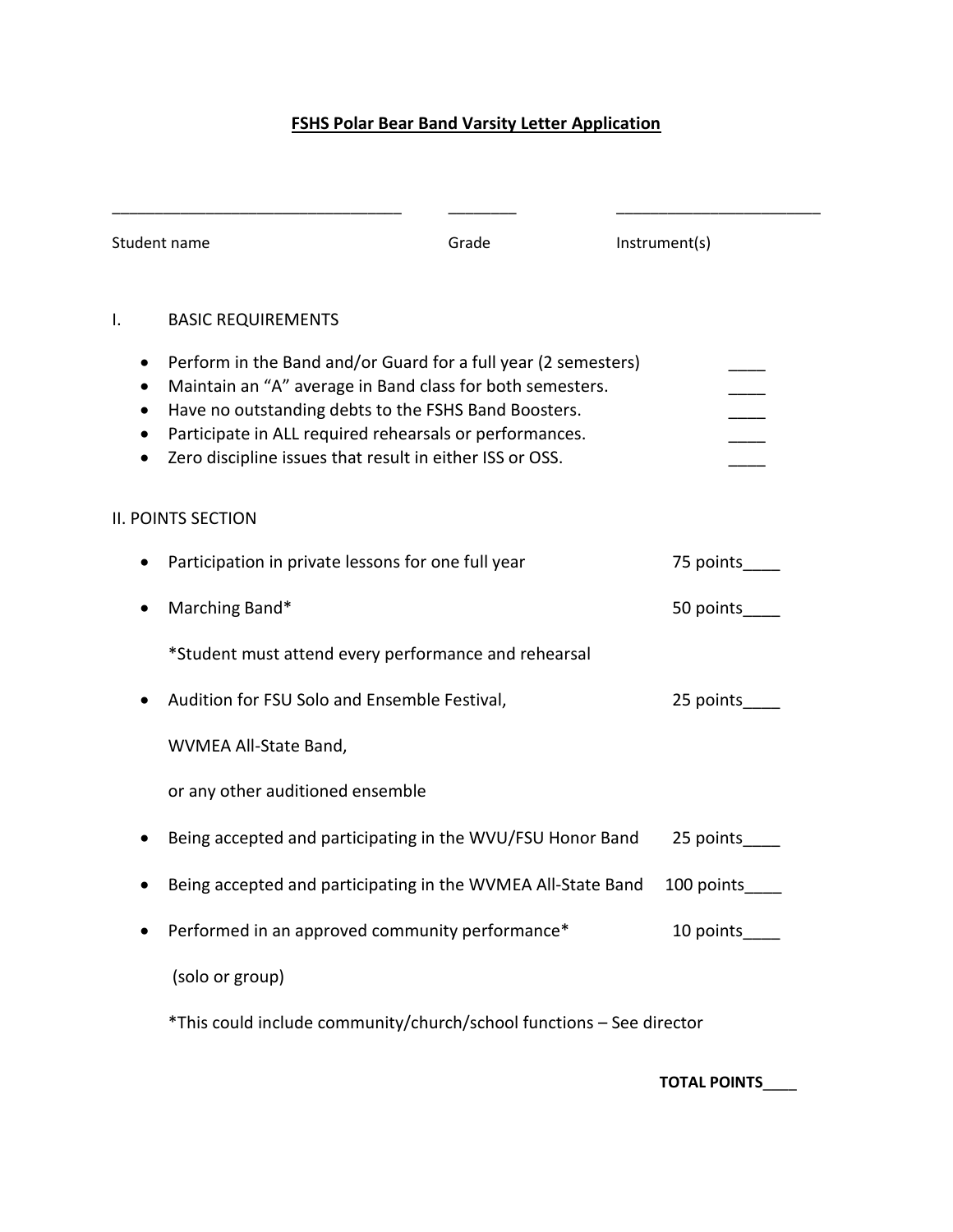# FSHS Polar Bear Band Varsity Letter Application

________________________________ ________ ______________________

Student name Grade Instrument(s)

## I. BASIC REQUIREMENTS

- Perform in the Band and/or Guard for a full year (2 semesters) ____
- Maintain an "A" average in Band class for both semesters. ____
- Have no outstanding debts to the FSHS Band Boosters. ____
- Participate in ALL required rehearsals or performances. ____
- Zero discipline issues that result in either ISS or OSS. ____

## II. POINTS SECTION

- Participation in private lessons for one full year 75 points____
- Marching Band* 50 points____

  *Student must attend every performance and rehearsal

- Audition for FSU Solo and Ensemble Festival, 25 points____

  WVMEA All-State Band,

  or any other auditioned ensemble

- Being accepted and participating in the WVU/FSU Honor Band 25 points____
- Being accepted and participating in the WVMEA All-State Band 100 points____
- Performed in an approved community performance* 10 points____

  (solo or group)

  *This could include community/church/school functions – See director

**TOTAL POINTS**____